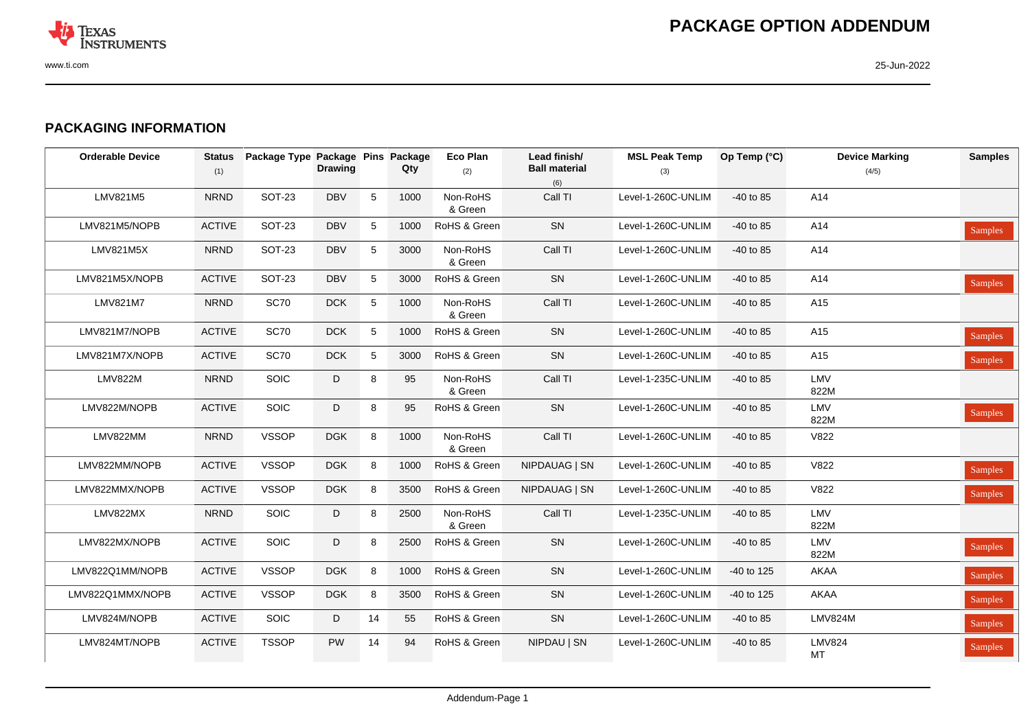# PACKAGE OPTION ADDENDUM

## PACKAGING INFORMATION

| Orderable Device | Status (1) | Package Type | Package Drawing | Pins | Package Qty | Eco Plan (2) | Lead finish/ Ball material (6) | MSL Peak Temp (3) | Op Temp (°C) | Device Marking (4/5) | Samples |
|---|---|---|---|---|---|---|---|---|---|---|---|
| LMV821M5 | NRND | SOT-23 | DBV | 5 | 1000 | Non-RoHS & Green | Call TI | Level-1-260C-UNLIM | -40 to 85 | A14 | |
| LMV821M5/NOPB | ACTIVE | SOT-23 | DBV | 5 | 1000 | RoHS & Green | SN | Level-1-260C-UNLIM | -40 to 85 | A14 | Samples |
| LMV821M5X | NRND | SOT-23 | DBV | 5 | 3000 | Non-RoHS & Green | Call TI | Level-1-260C-UNLIM | -40 to 85 | A14 | |
| LMV821M5X/NOPB | ACTIVE | SOT-23 | DBV | 5 | 3000 | RoHS & Green | SN | Level-1-260C-UNLIM | -40 to 85 | A14 | Samples |
| LMV821M7 | NRND | SC70 | DCK | 5 | 1000 | Non-RoHS & Green | Call TI | Level-1-260C-UNLIM | -40 to 85 | A15 | |
| LMV821M7/NOPB | ACTIVE | SC70 | DCK | 5 | 1000 | RoHS & Green | SN | Level-1-260C-UNLIM | -40 to 85 | A15 | Samples |
| LMV821M7X/NOPB | ACTIVE | SC70 | DCK | 5 | 3000 | RoHS & Green | SN | Level-1-260C-UNLIM | -40 to 85 | A15 | Samples |
| LMV822M | NRND | SOIC | D | 8 | 95 | Non-RoHS & Green | Call TI | Level-1-235C-UNLIM | -40 to 85 | LMV 822M | |
| LMV822M/NOPB | ACTIVE | SOIC | D | 8 | 95 | RoHS & Green | SN | Level-1-260C-UNLIM | -40 to 85 | LMV 822M | Samples |
| LMV822MM | NRND | VSSOP | DGK | 8 | 1000 | Non-RoHS & Green | Call TI | Level-1-260C-UNLIM | -40 to 85 | V822 | |
| LMV822MM/NOPB | ACTIVE | VSSOP | DGK | 8 | 1000 | RoHS & Green | NIPDAUAG \| SN | Level-1-260C-UNLIM | -40 to 85 | V822 | Samples |
| LMV822MMX/NOPB | ACTIVE | VSSOP | DGK | 8 | 3500 | RoHS & Green | NIPDAUAG \| SN | Level-1-260C-UNLIM | -40 to 85 | V822 | Samples |
| LMV822MX | NRND | SOIC | D | 8 | 2500 | Non-RoHS & Green | Call TI | Level-1-235C-UNLIM | -40 to 85 | LMV 822M | |
| LMV822MX/NOPB | ACTIVE | SOIC | D | 8 | 2500 | RoHS & Green | SN | Level-1-260C-UNLIM | -40 to 85 | LMV 822M | Samples |
| LMV822Q1MM/NOPB | ACTIVE | VSSOP | DGK | 8 | 1000 | RoHS & Green | SN | Level-1-260C-UNLIM | -40 to 125 | AKAA | Samples |
| LMV822Q1MMX/NOPB | ACTIVE | VSSOP | DGK | 8 | 3500 | RoHS & Green | SN | Level-1-260C-UNLIM | -40 to 125 | AKAA | Samples |
| LMV824M/NOPB | ACTIVE | SOIC | D | 14 | 55 | RoHS & Green | SN | Level-1-260C-UNLIM | -40 to 85 | LMV824M | Samples |
| LMV824MT/NOPB | ACTIVE | TSSOP | PW | 14 | 94 | RoHS & Green | NIPDAU \| SN | Level-1-260C-UNLIM | -40 to 85 | LMV824 MT | Samples |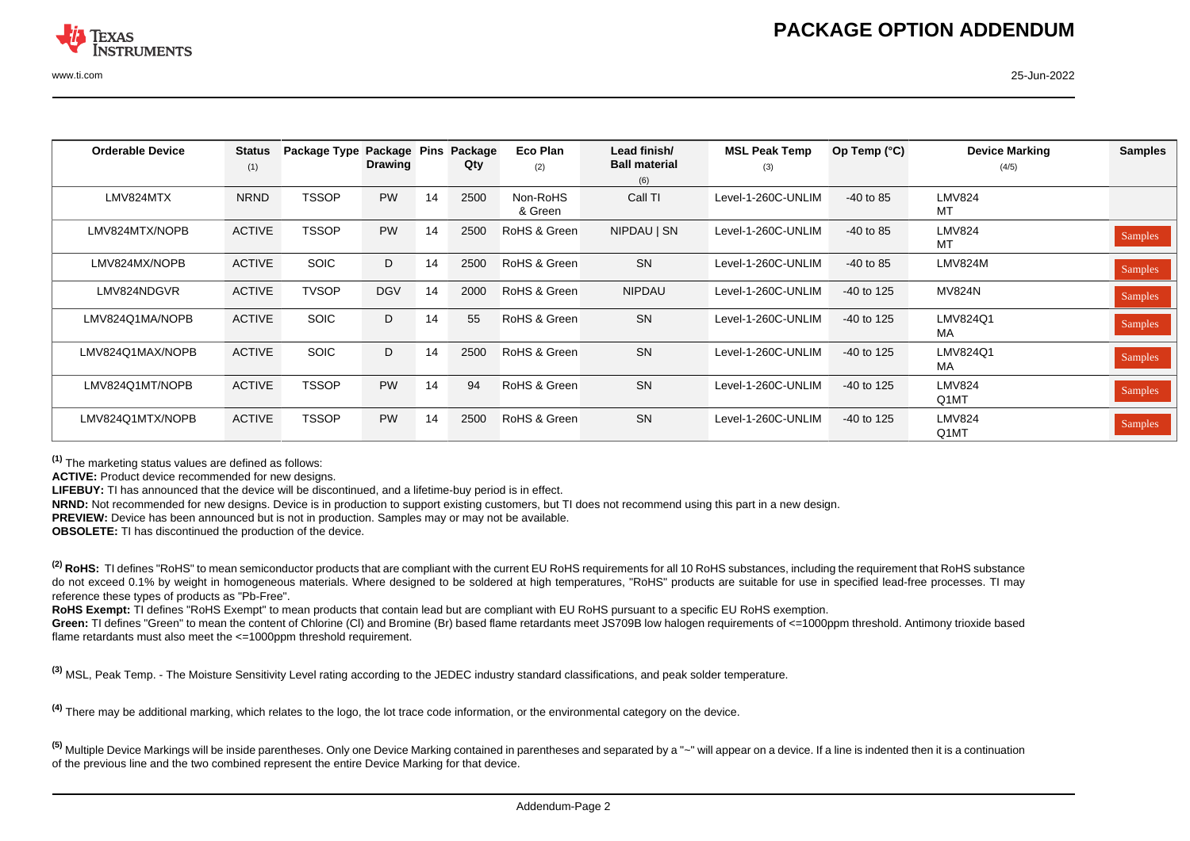# PACKAGE OPTION ADDENDUM

| Orderable Device | Status (1) | Package Type | Package Drawing | Pins | Package Qty | Eco Plan (2) | Lead finish/ Ball material (6) | MSL Peak Temp (3) | Op Temp (°C) | Device Marking (4/5) | Samples |
|---|---|---|---|---|---|---|---|---|---|---|---|
| LMV824MTX | NRND | TSSOP | PW | 14 | 2500 | Non-RoHS & Green | Call TI | Level-1-260C-UNLIM | -40 to 85 | LMV824 MT | |
| LMV824MTX/NOPB | ACTIVE | TSSOP | PW | 14 | 2500 | RoHS & Green | NIPDAU \| SN | Level-1-260C-UNLIM | -40 to 85 | LMV824 MT | Samples |
| LMV824MX/NOPB | ACTIVE | SOIC | D | 14 | 2500 | RoHS & Green | SN | Level-1-260C-UNLIM | -40 to 85 | LMV824M | Samples |
| LMV824NDGVR | ACTIVE | TVSOP | DGV | 14 | 2000 | RoHS & Green | NIPDAU | Level-1-260C-UNLIM | -40 to 125 | MV824N | Samples |
| LMV824Q1MA/NOPB | ACTIVE | SOIC | D | 14 | 55 | RoHS & Green | SN | Level-1-260C-UNLIM | -40 to 125 | LMV824Q1 MA | Samples |
| LMV824Q1MAX/NOPB | ACTIVE | SOIC | D | 14 | 2500 | RoHS & Green | SN | Level-1-260C-UNLIM | -40 to 125 | LMV824Q1 MA | Samples |
| LMV824Q1MT/NOPB | ACTIVE | TSSOP | PW | 14 | 94 | RoHS & Green | SN | Level-1-260C-UNLIM | -40 to 125 | LMV824 Q1MT | Samples |
| LMV824Q1MTX/NOPB | ACTIVE | TSSOP | PW | 14 | 2500 | RoHS & Green | SN | Level-1-260C-UNLIM | -40 to 125 | LMV824 Q1MT | Samples |

(1) The marketing status values are defined as follows:
**ACTIVE:** Product device recommended for new designs.
**LIFEBUY:** TI has announced that the device will be discontinued, and a lifetime-buy period is in effect.
**NRND:** Not recommended for new designs. Device is in production to support existing customers, but TI does not recommend using this part in a new design.
**PREVIEW:** Device has been announced but is not in production. Samples may or may not be available.
**OBSOLETE:** TI has discontinued the production of the device.

(2) **RoHS:** TI defines "RoHS" to mean semiconductor products that are compliant with the current EU RoHS requirements for all 10 RoHS substances, including the requirement that RoHS substance do not exceed 0.1% by weight in homogeneous materials. Where designed to be soldered at high temperatures, "RoHS" products are suitable for use in specified lead-free processes. TI may reference these types of products as "Pb-Free".
**RoHS Exempt:** TI defines "RoHS Exempt" to mean products that contain lead but are compliant with EU RoHS pursuant to a specific EU RoHS exemption.
**Green:** TI defines "Green" to mean the content of Chlorine (Cl) and Bromine (Br) based flame retardants meet JS709B low halogen requirements of <=1000ppm threshold. Antimony trioxide based flame retardants must also meet the <=1000ppm threshold requirement.

(3) MSL, Peak Temp. - The Moisture Sensitivity Level rating according to the JEDEC industry standard classifications, and peak solder temperature.

(4) There may be additional marking, which relates to the logo, the lot trace code information, or the environmental category on the device.

(5) Multiple Device Markings will be inside parentheses. Only one Device Marking contained in parentheses and separated by a "~" will appear on a device. If a line is indented then it is a continuation of the previous line and the two combined represent the entire Device Marking for that device.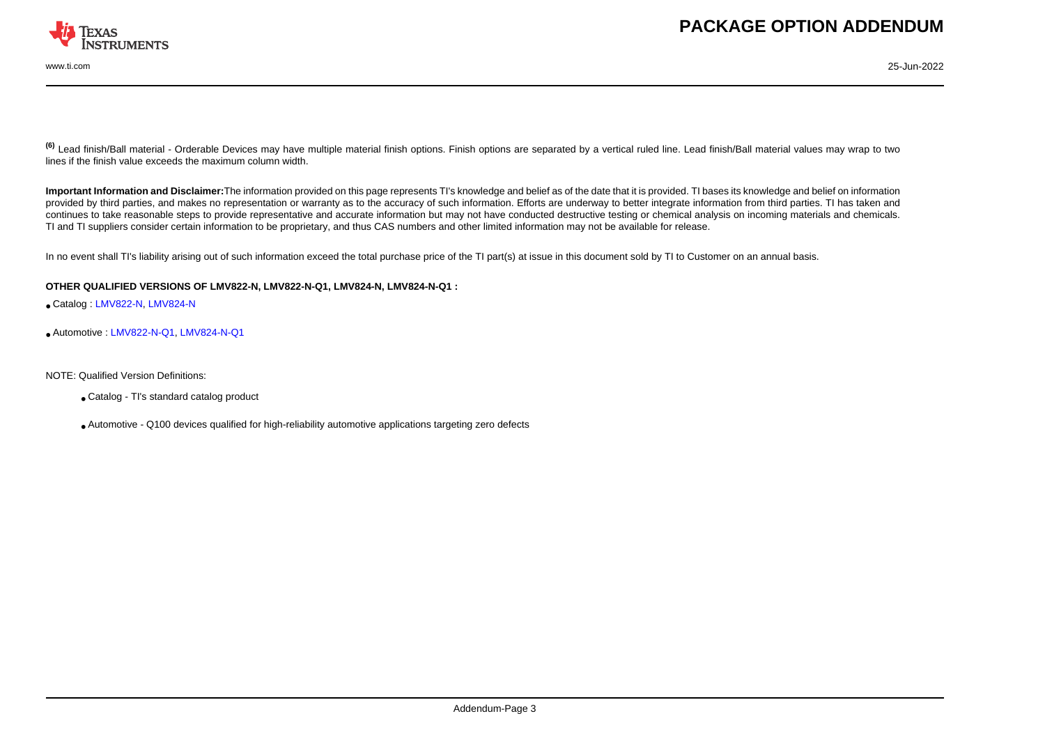[6] Lead finish/Ball material - Orderable Devices may have multiple material finish options. Finish options are separated by a vertical ruled line. Lead finish/Ball material values may wrap to two lines if the finish value exceeds the maximum column width.

**Important Information and Disclaimer:** The information provided on this page represents TI's knowledge and belief as of the date that it is provided. TI bases its knowledge and belief on information provided by third parties, and makes no representation or warranty as to the accuracy of such information. Efforts are underway to better integrate information from third parties. TI has taken and continues to take reasonable steps to provide representative and accurate information but may not have conducted destructive testing or chemical analysis on incoming materials and chemicals. TI and TI suppliers consider certain information to be proprietary, and thus CAS numbers and other limited information may not be available for release.

In no event shall TI's liability arising out of such information exceed the total purchase price of the TI part(s) at issue in this document sold by TI to Customer on an annual basis.

**OTHER QUALIFIED VERSIONS OF LMV822-N, LMV822-N-Q1, LMV824-N, LMV824-N-Q1 :**

- Catalog : LMV822-N, LMV824-N
- Automotive : LMV822-N-Q1, LMV824-N-Q1

NOTE: Qualified Version Definitions:

- Catalog - TI's standard catalog product
- Automotive - Q100 devices qualified for high-reliability automotive applications targeting zero defects